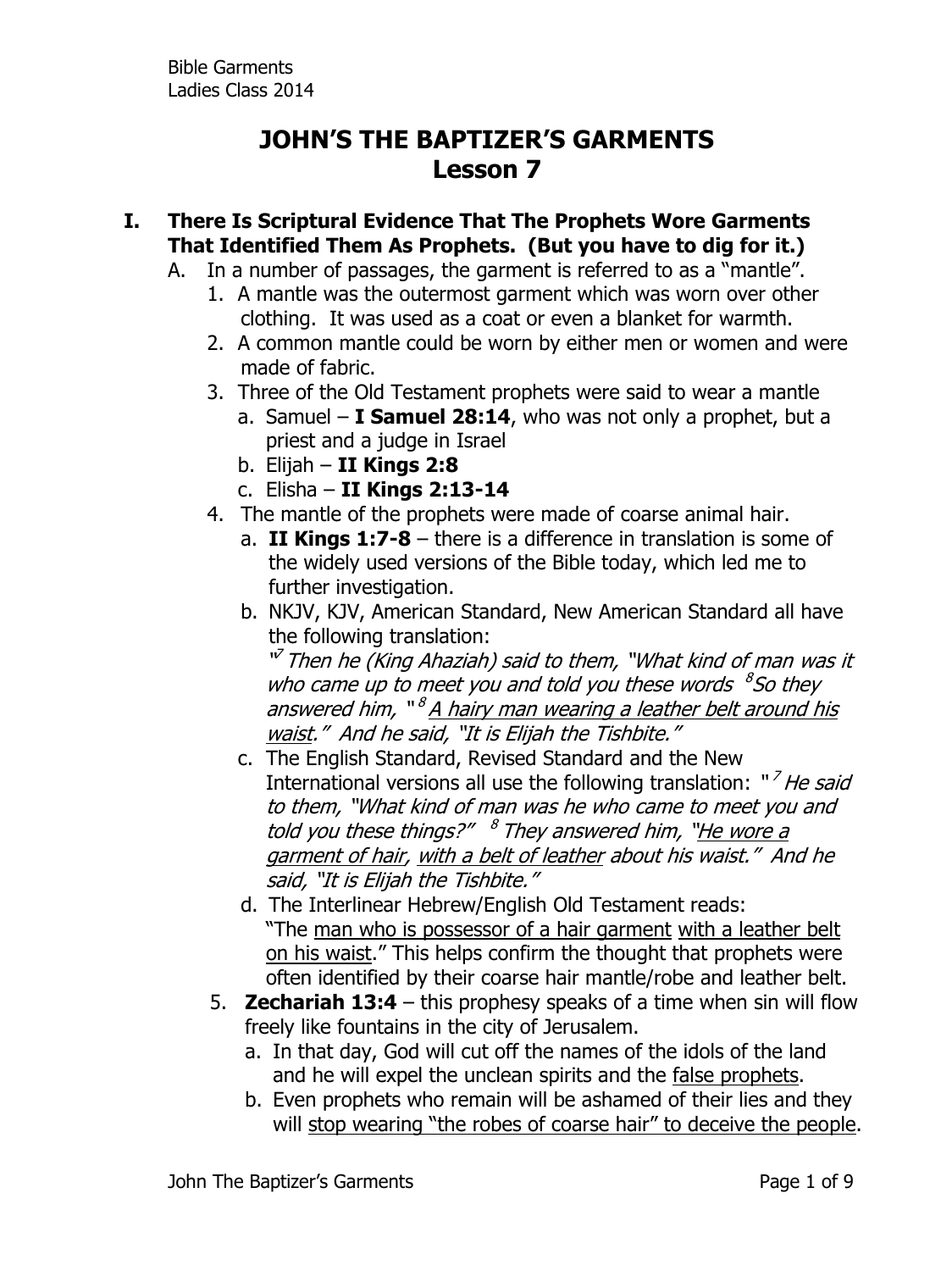Bible Garments
Ladies Class 2014

# JOHN'S THE BAPTIZER'S GARMENTS
# Lesson 7

## I. There Is Scriptural Evidence That The Prophets Wore Garments That Identified Them As Prophets. (But you have to dig for it.)

A. In a number of passages, the garment is referred to as a "mantle".

1. A mantle was the outermost garment which was worn over other clothing. It was used as a coat or even a blanket for warmth.
2. A common mantle could be worn by either men or women and were made of fabric.
3. Three of the Old Testament prophets were said to wear a mantle
   a. Samuel – **I Samuel 28:14**, who was not only a prophet, but a priest and a judge in Israel
   b. Elijah – **II Kings 2:8**
   c. Elisha – **II Kings 2:13-14**
4. The mantle of the prophets were made of coarse animal hair.
   a. **II Kings 1:7-8** – there is a difference in translation is some of the widely used versions of the Bible today, which led me to further investigation.
   b. NKJV, KJV, American Standard, New American Standard all have the following translation: "[7] *Then he (King Ahaziah) said to them, "What kind of man was it who came up to meet you and told you these words* [8] *So they answered him,* "[8] *A hairy man wearing a leather belt around his waist." And he said, "It is Elijah the Tishbite."*
   c. The English Standard, Revised Standard and the New International versions all use the following translation: "[7] *He said to them, "What kind of man was he who came to meet you and told you these things?"* [8] *They answered him, "He wore a garment of hair, with a belt of leather about his waist." And he said, "It is Elijah the Tishbite."*
   d. The Interlinear Hebrew/English Old Testament reads: "The man who is possessor of a hair garment with a leather belt on his waist." This helps confirm the thought that prophets were often identified by their coarse hair mantle/robe and leather belt.
5. **Zechariah 13:4** – this prophesy speaks of a time when sin will flow freely like fountains in the city of Jerusalem.
   a. In that day, God will cut off the names of the idols of the land and he will expel the unclean spirits and the false prophets.
   b. Even prophets who remain will be ashamed of their lies and they will stop wearing "the robes of coarse hair" to deceive the people.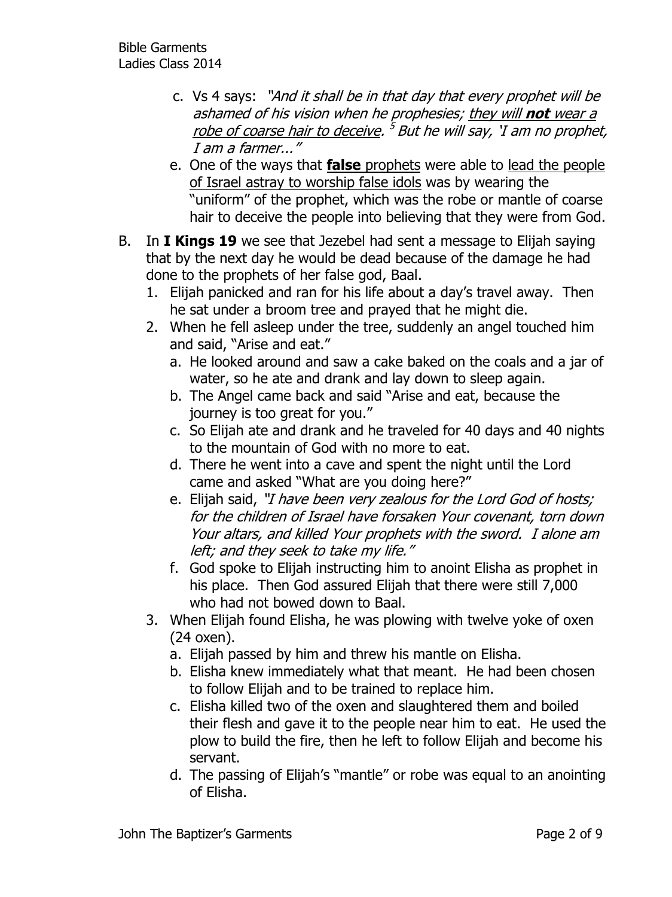c. Vs 4 says: *"And it shall be in that day that every prophet will be ashamed of his vision when he prophesies; <u>they will **not** wear a robe of coarse hair to deceive</u>. [5] But he will say, 'I am no prophet, I am a farmer..."*

   e. One of the ways that <u>**false** prophets</u> were able to <u>lead the people of Israel astray to worship false idols</u> was by wearing the "uniform" of the prophet, which was the robe or mantle of coarse hair to deceive the people into believing that they were from God.

B. In **I Kings 19** we see that Jezebel had sent a message to Elijah saying that by the next day he would be dead because of the damage he had done to the prophets of her false god, Baal.

   1. Elijah panicked and ran for his life about a day's travel away. Then he sat under a broom tree and prayed that he might die.
   2. When he fell asleep under the tree, suddenly an angel touched him and said, "Arise and eat."
      a. He looked around and saw a cake baked on the coals and a jar of water, so he ate and drank and lay down to sleep again.
      b. The Angel came back and said "Arise and eat, because the journey is too great for you."
      c. So Elijah ate and drank and he traveled for 40 days and 40 nights to the mountain of God with no more to eat.
      d. There he went into a cave and spent the night until the Lord came and asked "What are you doing here?"
      e. Elijah said, *"I have been very zealous for the Lord God of hosts; for the children of Israel have forsaken Your covenant, torn down Your altars, and killed Your prophets with the sword. I alone am left; and they seek to take my life."*
      f. God spoke to Elijah instructing him to anoint Elisha as prophet in his place. Then God assured Elijah that there were still 7,000 who had not bowed down to Baal.
   3. When Elijah found Elisha, he was plowing with twelve yoke of oxen (24 oxen).
      a. Elijah passed by him and threw his mantle on Elisha.
      b. Elisha knew immediately what that meant. He had been chosen to follow Elijah and to be trained to replace him.
      c. Elisha killed two of the oxen and slaughtered them and boiled their flesh and gave it to the people near him to eat. He used the plow to build the fire, then he left to follow Elijah and become his servant.
      d. The passing of Elijah's "mantle" or robe was equal to an anointing of Elisha.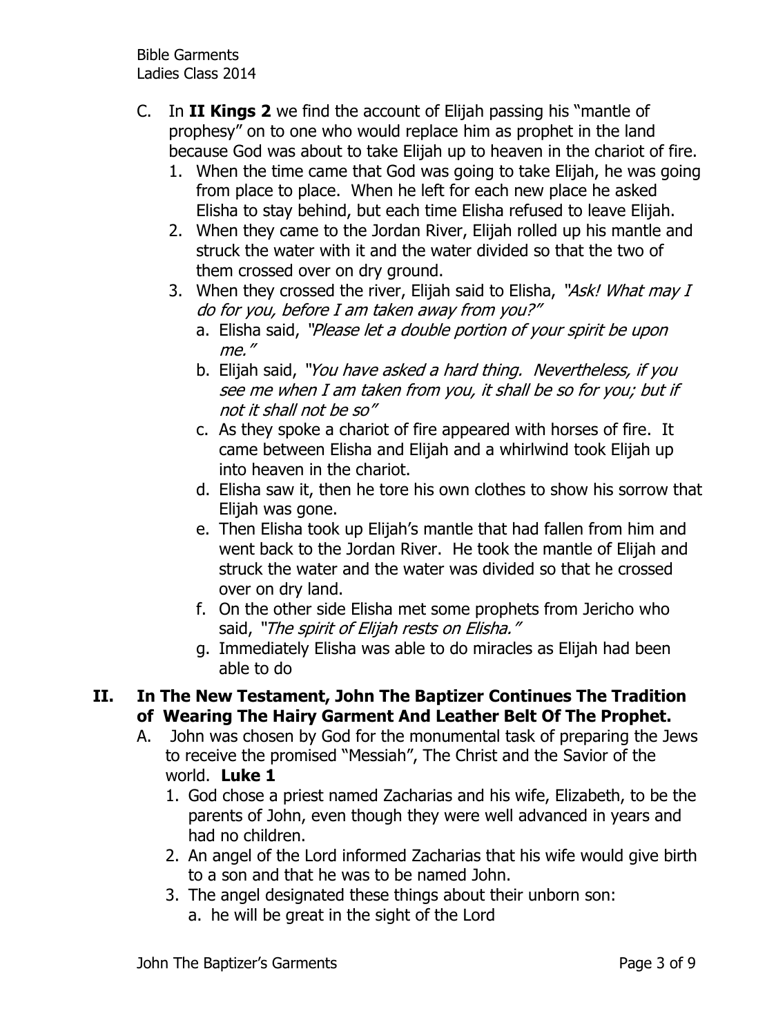C. In **II Kings 2** we find the account of Elijah passing his "mantle of prophesy" on to one who would replace him as prophet in the land because God was about to take Elijah up to heaven in the chariot of fire.

1. When the time came that God was going to take Elijah, he was going from place to place. When he left for each new place he asked Elisha to stay behind, but each time Elisha refused to leave Elijah.
2. When they came to the Jordan River, Elijah rolled up his mantle and struck the water with it and the water divided so that the two of them crossed over on dry ground.
3. When they crossed the river, Elijah said to Elisha, *"Ask! What may I do for you, before I am taken away from you?"*
   a. Elisha said, *"Please let a double portion of your spirit be upon me."*
   b. Elijah said, *"You have asked a hard thing. Nevertheless, if you see me when I am taken from you, it shall be so for you; but if not it shall not be so"*
   c. As they spoke a chariot of fire appeared with horses of fire. It came between Elisha and Elijah and a whirlwind took Elijah up into heaven in the chariot.
   d. Elisha saw it, then he tore his own clothes to show his sorrow that Elijah was gone.
   e. Then Elisha took up Elijah's mantle that had fallen from him and went back to the Jordan River. He took the mantle of Elijah and struck the water and the water was divided so that he crossed over on dry land.
   f. On the other side Elisha met some prophets from Jericho who said, *"The spirit of Elijah rests on Elisha."*
   g. Immediately Elisha was able to do miracles as Elijah had been able to do

## II. In The New Testament, John The Baptizer Continues The Tradition of Wearing The Hairy Garment And Leather Belt Of The Prophet.

A. John was chosen by God for the monumental task of preparing the Jews to receive the promised "Messiah", The Christ and the Savior of the world. **Luke 1**

1. God chose a priest named Zacharias and his wife, Elizabeth, to be the parents of John, even though they were well advanced in years and had no children.
2. An angel of the Lord informed Zacharias that his wife would give birth to a son and that he was to be named John.
3. The angel designated these things about their unborn son:
   a. he will be great in the sight of the Lord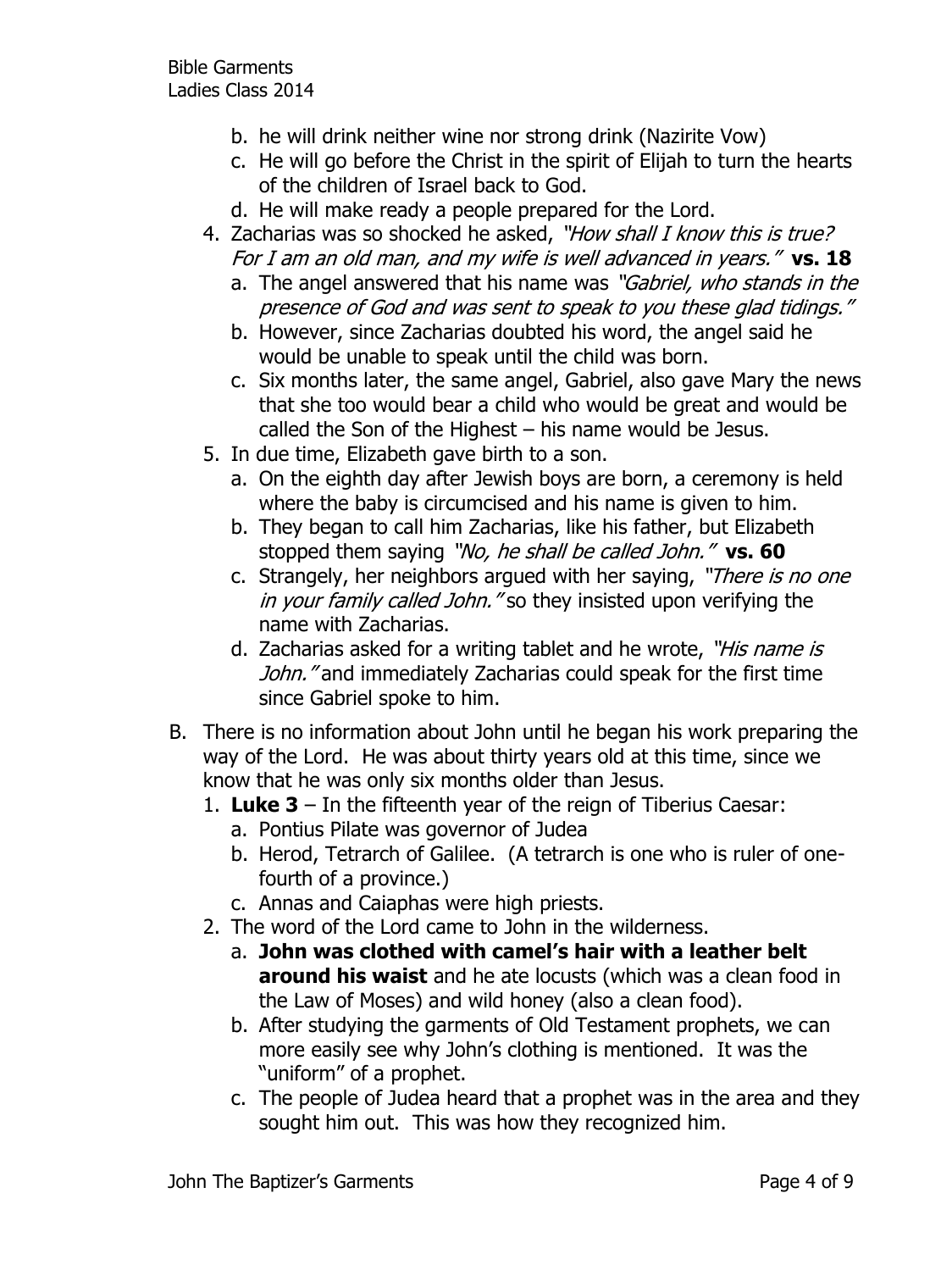b. he will drink neither wine nor strong drink (Nazirite Vow)
   c. He will go before the Christ in the spirit of Elijah to turn the hearts of the children of Israel back to God.
   d. He will make ready a people prepared for the Lord.

4. Zacharias was so shocked he asked, *"How shall I know this is true? For I am an old man, and my wife is well advanced in years."* **vs. 18**
   a. The angel answered that his name was *"Gabriel, who stands in the presence of God and was sent to speak to you these glad tidings."*
   b. However, since Zacharias doubted his word, the angel said he would be unable to speak until the child was born.
   c. Six months later, the same angel, Gabriel, also gave Mary the news that she too would bear a child who would be great and would be called the Son of the Highest – his name would be Jesus.

5. In due time, Elizabeth gave birth to a son.
   a. On the eighth day after Jewish boys are born, a ceremony is held where the baby is circumcised and his name is given to him.
   b. They began to call him Zacharias, like his father, but Elizabeth stopped them saying *"No, he shall be called John."* **vs. 60**
   c. Strangely, her neighbors argued with her saying, *"There is no one in your family called John."* so they insisted upon verifying the name with Zacharias.
   d. Zacharias asked for a writing tablet and he wrote, *"His name is John."* and immediately Zacharias could speak for the first time since Gabriel spoke to him.

B. There is no information about John until he began his work preparing the way of the Lord. He was about thirty years old at this time, since we know that he was only six months older than Jesus.

1. **Luke 3** – In the fifteenth year of the reign of Tiberius Caesar:
   a. Pontius Pilate was governor of Judea
   b. Herod, Tetrarch of Galilee. (A tetrarch is one who is ruler of one-fourth of a province.)
   c. Annas and Caiaphas were high priests.

2. The word of the Lord came to John in the wilderness.
   a. **John was clothed with camel's hair with a leather belt around his waist** and he ate locusts (which was a clean food in the Law of Moses) and wild honey (also a clean food).
   b. After studying the garments of Old Testament prophets, we can more easily see why John's clothing is mentioned. It was the "uniform" of a prophet.
   c. The people of Judea heard that a prophet was in the area and they sought him out. This was how they recognized him.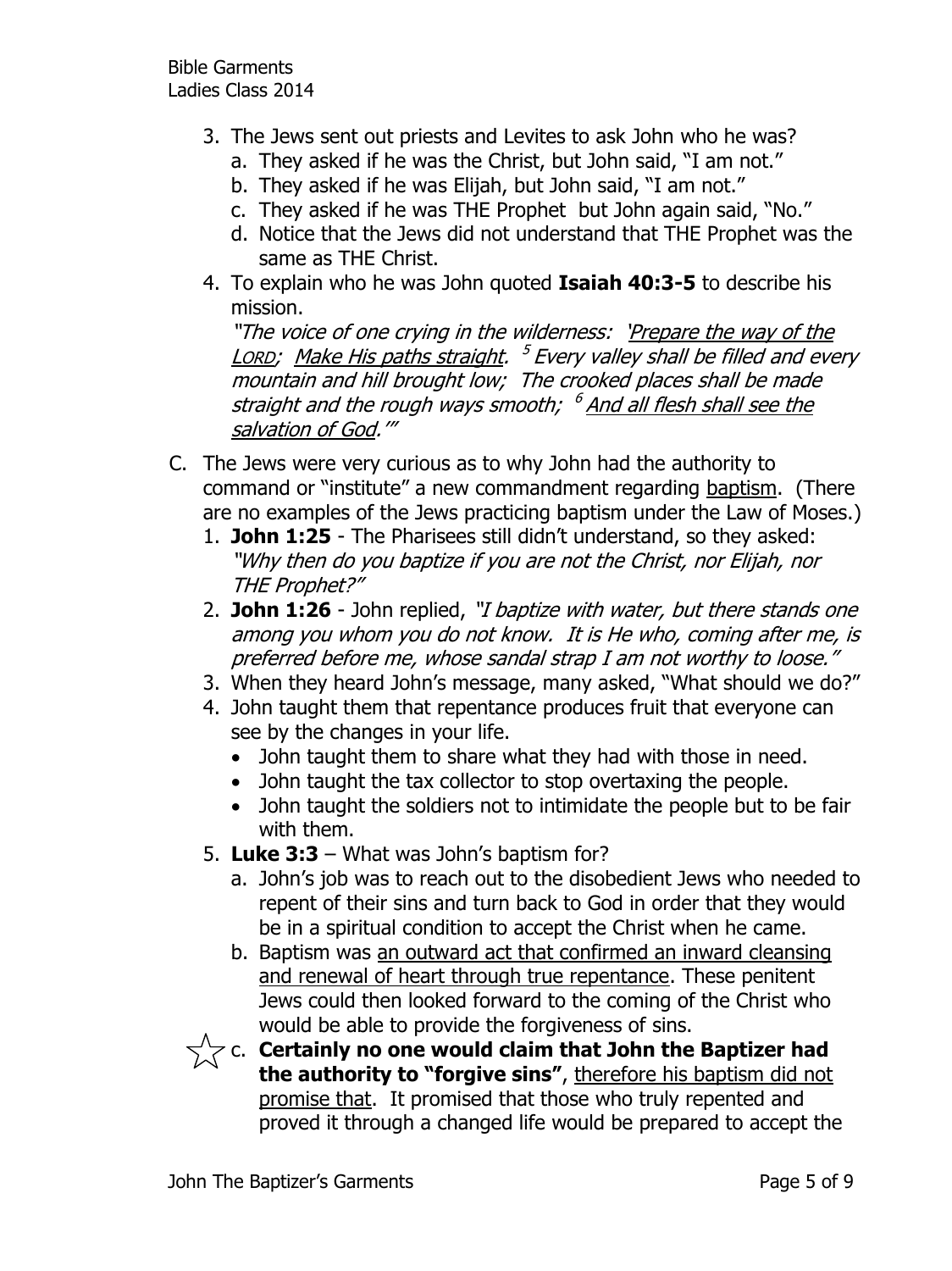3. The Jews sent out priests and Levites to ask John who he was?
   a. They asked if he was the Christ, but John said, "I am not."
   b. They asked if he was Elijah, but John said, "I am not."
   c. They asked if he was THE Prophet but John again said, "No."
   d. Notice that the Jews did not understand that THE Prophet was the same as THE Christ.
4. To explain who he was John quoted **Isaiah 40:3-5** to describe his mission.
   *"The voice of one crying in the wilderness: '<u>Prepare the way of the LORD</u>; <u>Make His paths straight</u>. [5] Every valley shall be filled and every mountain and hill brought low; The crooked places shall be made straight and the rough ways smooth; [6] <u>And all flesh shall see the salvation of God</u>.'"*

C. The Jews were very curious as to why John had the authority to command or "institute" a new commandment regarding <u>baptism</u>. (There are no examples of the Jews practicing baptism under the Law of Moses.)
1. **John 1:25** - The Pharisees still didn't understand, so they asked: *"Why then do you baptize if you are not the Christ, nor Elijah, nor THE Prophet?"*
2. **John 1:26** - John replied, *"I baptize with water, but there stands one among you whom you do not know. It is He who, coming after me, is preferred before me, whose sandal strap I am not worthy to loose."*
3. When they heard John's message, many asked, "What should we do?"
4. John taught them that repentance produces fruit that everyone can see by the changes in your life.
   - John taught them to share what they had with those in need.
   - John taught the tax collector to stop overtaxing the people.
   - John taught the soldiers not to intimidate the people but to be fair with them.
5. **Luke 3:3** – What was John's baptism for?
   a. John's job was to reach out to the disobedient Jews who needed to repent of their sins and turn back to God in order that they would be in a spiritual condition to accept the Christ when he came.
   b. Baptism was <u>an outward act that confirmed an inward cleansing and renewal of heart through true repentance</u>. These penitent Jews could then looked forward to the coming of the Christ who would be able to provide the forgiveness of sins.
   c. ☆ **Certainly no one would claim that John the Baptizer had the authority to "forgive sins"**, <u>therefore his baptism did not promise that</u>. It promised that those who truly repented and proved it through a changed life would be prepared to accept the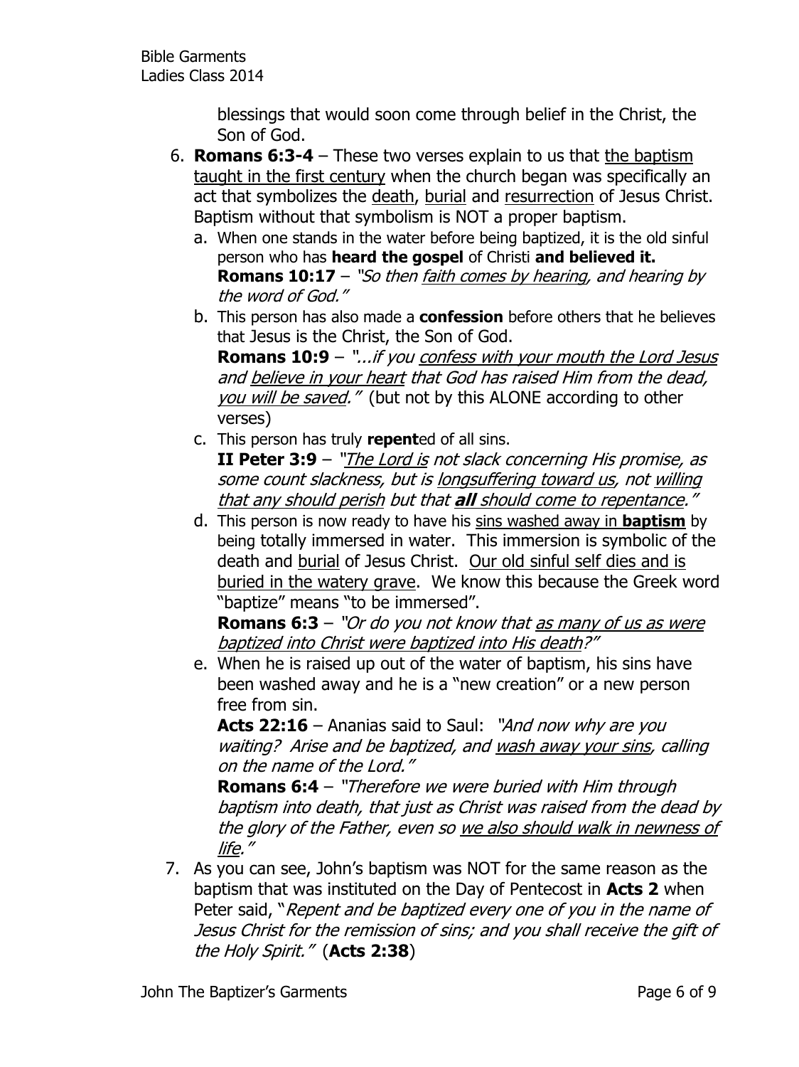blessings that would soon come through belief in the Christ, the Son of God.

6. **Romans 6:3-4** – These two verses explain to us that <u>the baptism taught in the first century</u> when the church began was specifically an act that symbolizes the <u>death</u>, <u>burial</u> and <u>resurrection</u> of Jesus Christ. Baptism without that symbolism is NOT a proper baptism.
   a. When one stands in the water before being baptized, it is the old sinful person who has **heard the gospel** of Christi **and believed it.**
   **Romans 10:17** – *"So then <u>faith comes by hearing</u>, and hearing by the word of God."*
   b. This person has also made a **confession** before others that he believes that Jesus is the Christ, the Son of God.
   **Romans 10:9** – *"...if you <u>confess with your mouth the Lord Jesus</u> and <u>believe in your heart</u> that God has raised Him from the dead, <u>you will be saved</u>."* (but not by this ALONE according to other verses)
   c. This person has truly **repent**ed of all sins.
   **II Peter 3:9** – *"<u>The Lord is</u> not slack concerning His promise, as some count slackness, but is <u>longsuffering toward us</u>, not <u>willing that any should perish</u> but that <u>**all** should come to repentance</u>."*
   d. This person is now ready to have his <u>sins washed away in **baptism**</u> by being totally immersed in water. This immersion is symbolic of the death and <u>burial</u> of Jesus Christ. <u>Our old sinful self dies and is buried in the watery grave</u>. We know this because the Greek word "baptize" means "to be immersed".
   **Romans 6:3** – *"Or do you not know that <u>as many of us as were baptized into Christ were baptized into His death</u>?"*
   e. When he is raised up out of the water of baptism, his sins have been washed away and he is a "new creation" or a new person free from sin.
   **Acts 22:16** – Ananias said to Saul: *"And now why are you waiting? Arise and be baptized, and <u>wash away your sins</u>, calling on the name of the Lord."*
   **Romans 6:4** – *"Therefore we were buried with Him through baptism into death, that just as Christ was raised from the dead by the glory of the Father, even so <u>we also should walk in newness of life</u>."*
7. As you can see, John's baptism was NOT for the same reason as the baptism that was instituted on the Day of Pentecost in **Acts 2** when Peter said, "*Repent and be baptized every one of you in the name of Jesus Christ for the remission of sins; and you shall receive the gift of the Holy Spirit."* (**Acts 2:38**)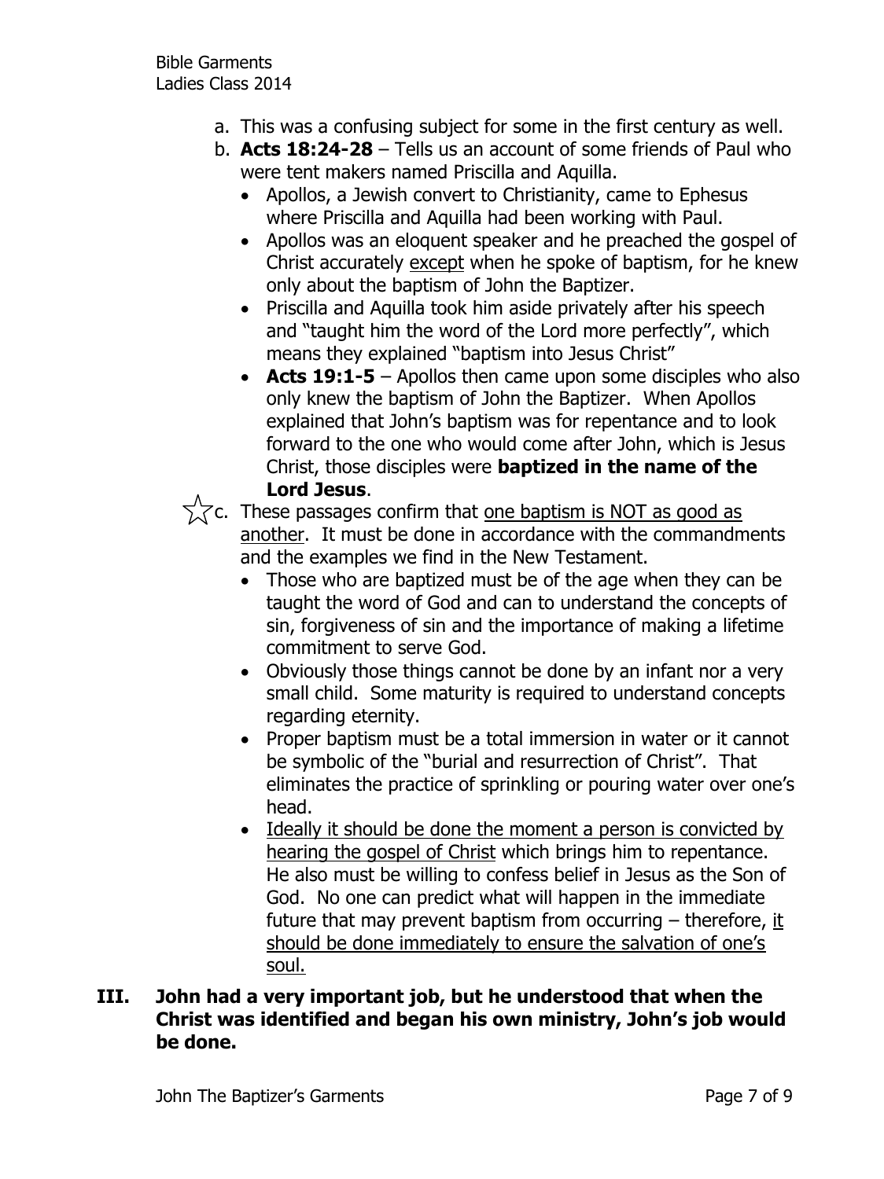a. This was a confusing subject for some in the first century as well.

b. **Acts 18:24-28** – Tells us an account of some friends of Paul who were tent makers named Priscilla and Aquilla.
   - Apollos, a Jewish convert to Christianity, came to Ephesus where Priscilla and Aquilla had been working with Paul.
   - Apollos was an eloquent speaker and he preached the gospel of Christ accurately <u>except</u> when he spoke of baptism, for he knew only about the baptism of John the Baptizer.
   - Priscilla and Aquilla took him aside privately after his speech and "taught him the word of the Lord more perfectly", which means they explained "baptism into Jesus Christ"
   - **Acts 19:1-5** – Apollos then came upon some disciples who also only knew the baptism of John the Baptizer. When Apollos explained that John's baptism was for repentance and to look forward to the one who would come after John, which is Jesus Christ, those disciples were **baptized in the name of the Lord Jesus**.

☆ c. These passages confirm that <u>one baptism is NOT as good as another</u>. It must be done in accordance with the commandments and the examples we find in the New Testament.
   - Those who are baptized must be of the age when they can be taught the word of God and can to understand the concepts of sin, forgiveness of sin and the importance of making a lifetime commitment to serve God.
   - Obviously those things cannot be done by an infant nor a very small child. Some maturity is required to understand concepts regarding eternity.
   - Proper baptism must be a total immersion in water or it cannot be symbolic of the "burial and resurrection of Christ". That eliminates the practice of sprinkling or pouring water over one's head.
   - <u>Ideally it should be done the moment a person is convicted by hearing the gospel of Christ</u> which brings him to repentance. He also must be willing to confess belief in Jesus as the Son of God. No one can predict what will happen in the immediate future that may prevent baptism from occurring – therefore, <u>it should be done immediately to ensure the salvation of one's soul.</u>

## III. John had a very important job, but he understood that when the Christ was identified and began his own ministry, John's job would be done.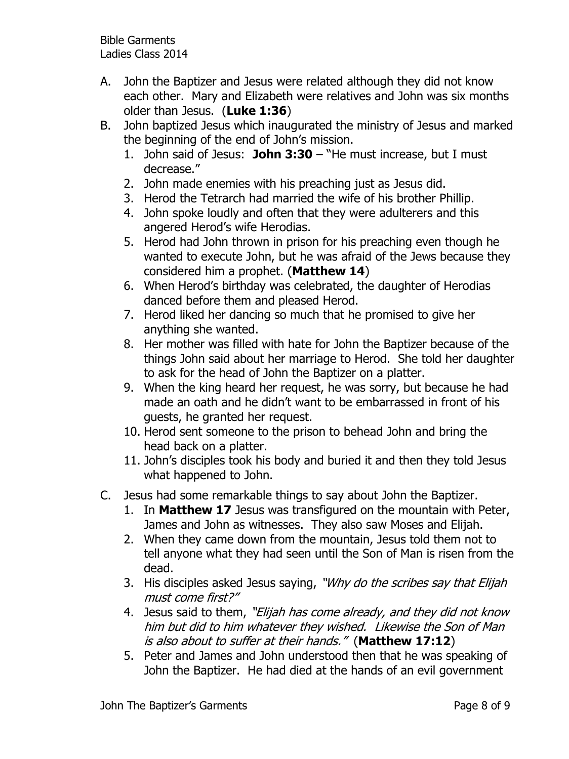A. John the Baptizer and Jesus were related although they did not know each other. Mary and Elizabeth were relatives and John was six months older than Jesus. (**Luke 1:36**)

B. John baptized Jesus which inaugurated the ministry of Jesus and marked the beginning of the end of John's mission.
   1. John said of Jesus: **John 3:30** – "He must increase, but I must decrease."
   2. John made enemies with his preaching just as Jesus did.
   3. Herod the Tetrarch had married the wife of his brother Phillip.
   4. John spoke loudly and often that they were adulterers and this angered Herod's wife Herodias.
   5. Herod had John thrown in prison for his preaching even though he wanted to execute John, but he was afraid of the Jews because they considered him a prophet. (**Matthew 14**)
   6. When Herod's birthday was celebrated, the daughter of Herodias danced before them and pleased Herod.
   7. Herod liked her dancing so much that he promised to give her anything she wanted.
   8. Her mother was filled with hate for John the Baptizer because of the things John said about her marriage to Herod. She told her daughter to ask for the head of John the Baptizer on a platter.
   9. When the king heard her request, he was sorry, but because he had made an oath and he didn't want to be embarrassed in front of his guests, he granted her request.
   10. Herod sent someone to the prison to behead John and bring the head back on a platter.
   11. John's disciples took his body and buried it and then they told Jesus what happened to John.

C. Jesus had some remarkable things to say about John the Baptizer.
   1. In **Matthew 17** Jesus was transfigured on the mountain with Peter, James and John as witnesses. They also saw Moses and Elijah.
   2. When they came down from the mountain, Jesus told them not to tell anyone what they had seen until the Son of Man is risen from the dead.
   3. His disciples asked Jesus saying, *"Why do the scribes say that Elijah must come first?"*
   4. Jesus said to them, *"Elijah has come already, and they did not know him but did to him whatever they wished. Likewise the Son of Man is also about to suffer at their hands."* (**Matthew 17:12**)
   5. Peter and James and John understood then that he was speaking of John the Baptizer. He had died at the hands of an evil government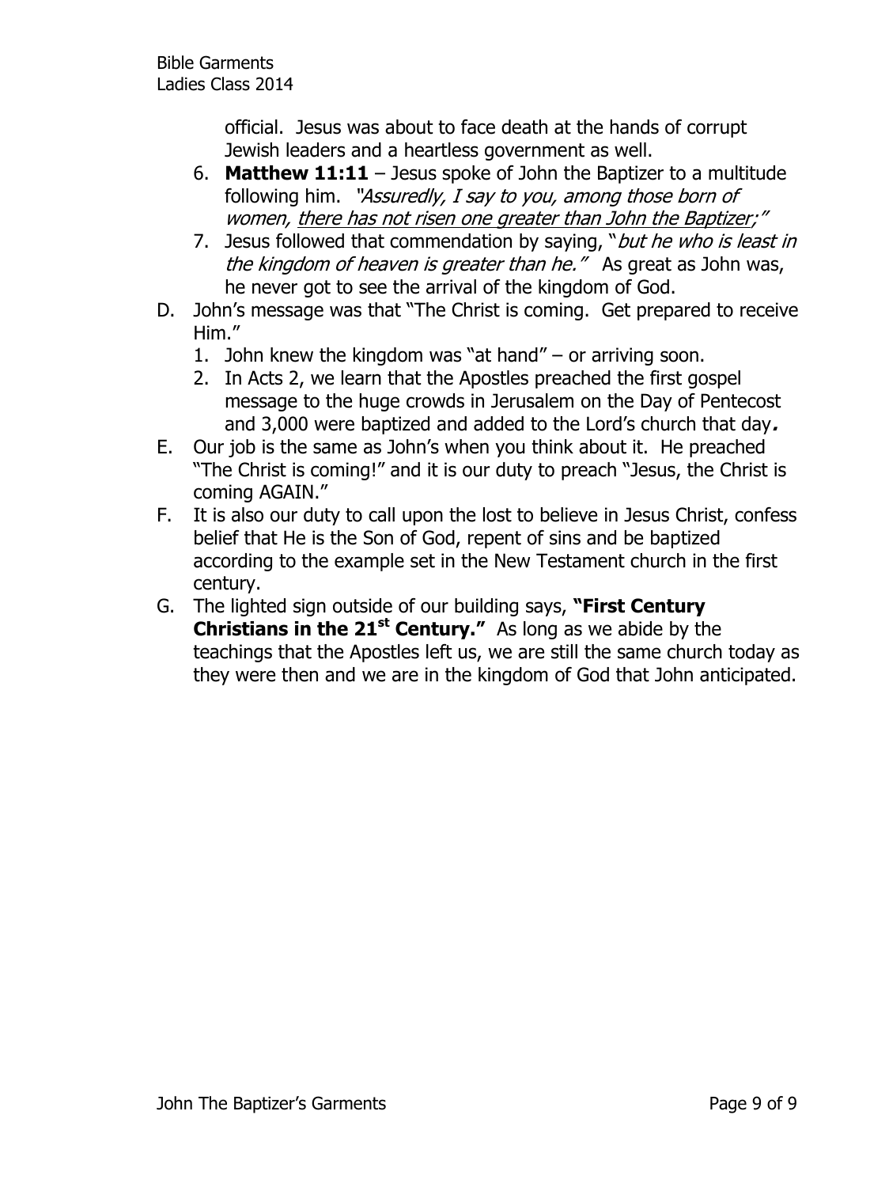official. Jesus was about to face death at the hands of corrupt Jewish leaders and a heartless government as well.

6. **Matthew 11:11** – Jesus spoke of John the Baptizer to a multitude following him. *"Assuredly, I say to you, among those born of women, <u>there has not risen one greater than John the Baptizer</u>;"*
7. Jesus followed that commendation by saying, "*but he who is least in the kingdom of heaven is greater than he."* As great as John was, he never got to see the arrival of the kingdom of God.

D. John's message was that "The Christ is coming. Get prepared to receive Him."

1. John knew the kingdom was "at hand" – or arriving soon.
2. In Acts 2, we learn that the Apostles preached the first gospel message to the huge crowds in Jerusalem on the Day of Pentecost and 3,000 were baptized and added to the Lord's church that day**.**

E. Our job is the same as John's when you think about it. He preached "The Christ is coming!" and it is our duty to preach "Jesus, the Christ is coming AGAIN."

F. It is also our duty to call upon the lost to believe in Jesus Christ, confess belief that He is the Son of God, repent of sins and be baptized according to the example set in the New Testament church in the first century.

G. The lighted sign outside of our building says, **"First Century Christians in the 21st Century."** As long as we abide by the teachings that the Apostles left us, we are still the same church today as they were then and we are in the kingdom of God that John anticipated.